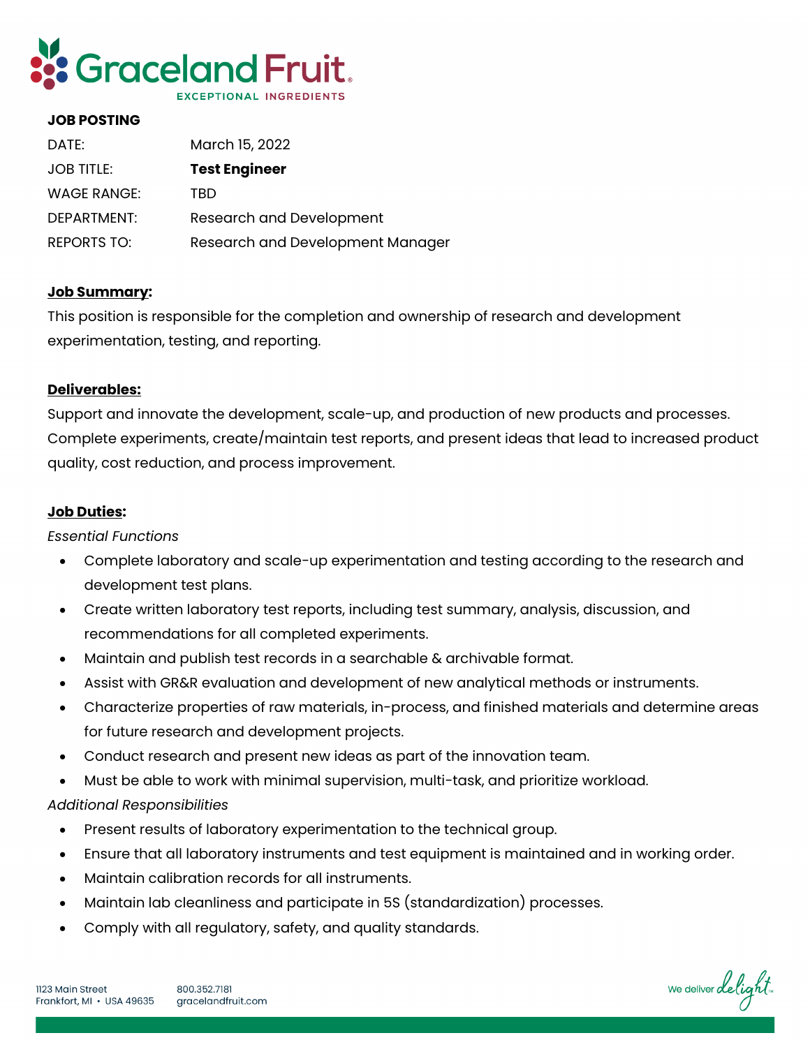Graceland Fruit

EXCEPTIONAL INGREDIENTS

**JOB POSTING**

| | |
|---|---|
| DATE: | March 15, 2022 |
| JOB TITLE: | **Test Engineer** |
| WAGE RANGE: | TBD |
| DEPARTMENT: | Research and Development |
| REPORTS TO: | Research and Development Manager |

**Job Summary:**

This position is responsible for the completion and ownership of research and development experimentation, testing, and reporting.

**Deliverables:**

Support and innovate the development, scale-up, and production of new products and processes. Complete experiments, create/maintain test reports, and present ideas that lead to increased product quality, cost reduction, and process improvement.

**Job Duties:**

*Essential Functions*

- Complete laboratory and scale-up experimentation and testing according to the research and development test plans.
- Create written laboratory test reports, including test summary, analysis, discussion, and recommendations for all completed experiments.
- Maintain and publish test records in a searchable & archivable format.
- Assist with GR&R evaluation and development of new analytical methods or instruments.
- Characterize properties of raw materials, in-process, and finished materials and determine areas for future research and development projects.
- Conduct research and present new ideas as part of the innovation team.
- Must be able to work with minimal supervision, multi-task, and prioritize workload.

*Additional Responsibilities*

- Present results of laboratory experimentation to the technical group.
- Ensure that all laboratory instruments and test equipment is maintained and in working order.
- Maintain calibration records for all instruments.
- Maintain lab cleanliness and participate in 5S (standardization) processes.
- Comply with all regulatory, safety, and quality standards.

1123 Main Street
Frankfort, MI • USA 49635

800.352.7181
gracelandfruit.com

We deliver delight™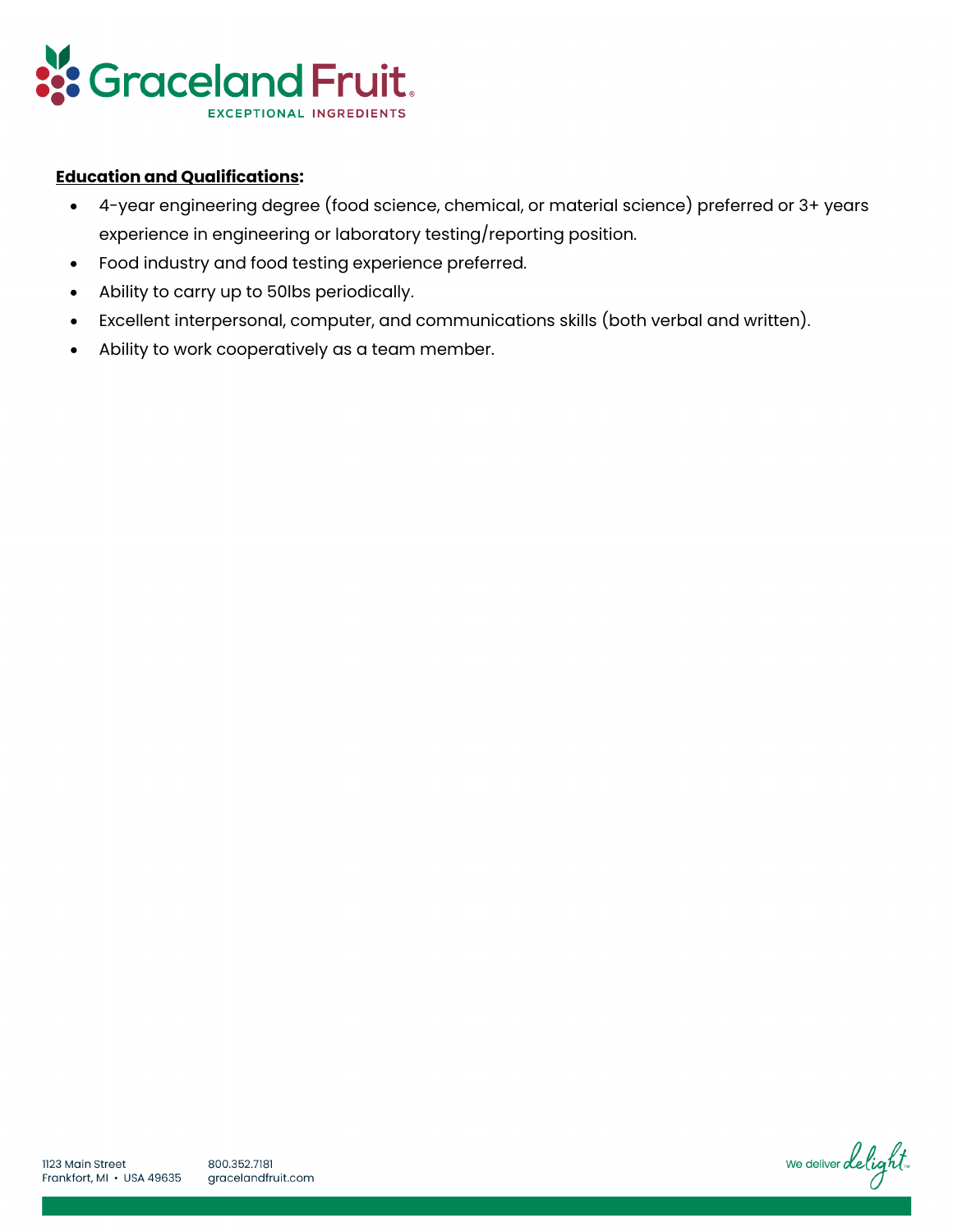**Education and Qualifications:**

- 4-year engineering degree (food science, chemical, or material science) preferred or 3+ years experience in engineering or laboratory testing/reporting position.
- Food industry and food testing experience preferred.
- Ability to carry up to 50lbs periodically.
- Excellent interpersonal, computer, and communications skills (both verbal and written).
- Ability to work cooperatively as a team member.